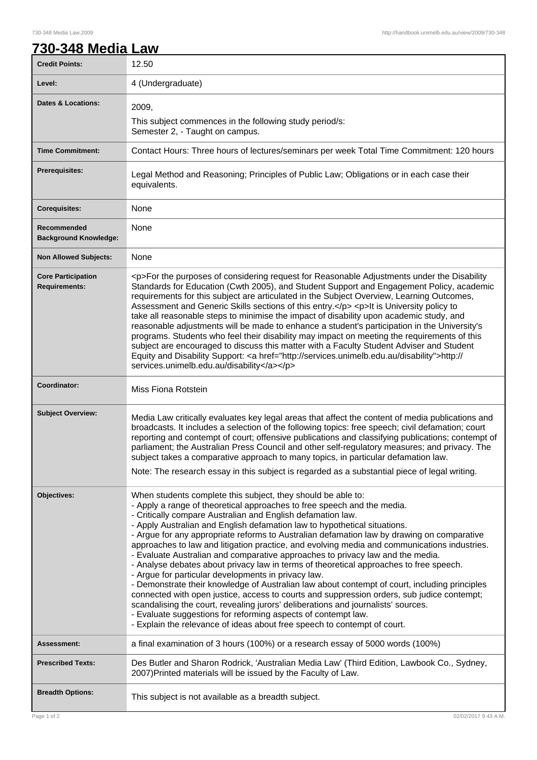# 730-348 Media Law

| | |
|---|---|
| **Credit Points:** | 12.50 |
| **Level:** | 4 (Undergraduate) |
| **Dates & Locations:** | 2009,<br>This subject commences in the following study period/s:<br>Semester 2, - Taught on campus. |
| **Time Commitment:** | Contact Hours: Three hours of lectures/seminars per week Total Time Commitment: 120 hours |
| **Prerequisites:** | Legal Method and Reasoning; Principles of Public Law; Obligations or in each case their equivalents. |
| **Corequisites:** | None |
| **Recommended Background Knowledge:** | None |
| **Non Allowed Subjects:** | None |
| **Core Participation Requirements:** | <p>For the purposes of considering request for Reasonable Adjustments under the Disability Standards for Education (Cwth 2005), and Student Support and Engagement Policy, academic requirements for this subject are articulated in the Subject Overview, Learning Outcomes, Assessment and Generic Skills sections of this entry.</p> <p>It is University policy to take all reasonable steps to minimise the impact of disability upon academic study, and reasonable adjustments will be made to enhance a student's participation in the University's programs. Students who feel their disability may impact on meeting the requirements of this subject are encouraged to discuss this matter with a Faculty Student Adviser and Student Equity and Disability Support: <a href="http://services.unimelb.edu.au/disability">http://services.unimelb.edu.au/disability</a></p> |
| **Coordinator:** | Miss Fiona Rotstein |
| **Subject Overview:** | Media Law critically evaluates key legal areas that affect the content of media publications and broadcasts. It includes a selection of the following topics: free speech; civil defamation; court reporting and contempt of court; offensive publications and classifying publications; contempt of parliament; the Australian Press Council and other self-regulatory measures; and privacy. The subject takes a comparative approach to many topics, in particular defamation law.<br>Note: The research essay in this subject is regarded as a substantial piece of legal writing. |
| **Objectives:** | When students complete this subject, they should be able to:<br>- Apply a range of theoretical approaches to free speech and the media.<br>- Critically compare Australian and English defamation law.<br>- Apply Australian and English defamation law to hypothetical situations.<br>- Argue for any appropriate reforms to Australian defamation law by drawing on comparative approaches to law and litigation practice, and evolving media and communications industries.<br>- Evaluate Australian and comparative approaches to privacy law and the media.<br>- Analyse debates about privacy law in terms of theoretical approaches to free speech.<br>- Argue for particular developments in privacy law.<br>- Demonstrate their knowledge of Australian law about contempt of court, including principles connected with open justice, access to courts and suppression orders, sub judice contempt; scandalising the court, revealing jurors' deliberations and journalists' sources.<br>- Evaluate suggestions for reforming aspects of contempt law.<br>- Explain the relevance of ideas about free speech to contempt of court. |
| **Assessment:** | a final examination of 3 hours (100%) or a research essay of 5000 words (100%) |
| **Prescribed Texts:** | Des Butler and Sharon Rodrick, 'Australian Media Law' (Third Edition, Lawbook Co., Sydney, 2007)Printed materials will be issued by the Faculty of Law. |
| **Breadth Options:** | This subject is not available as a breadth subject. |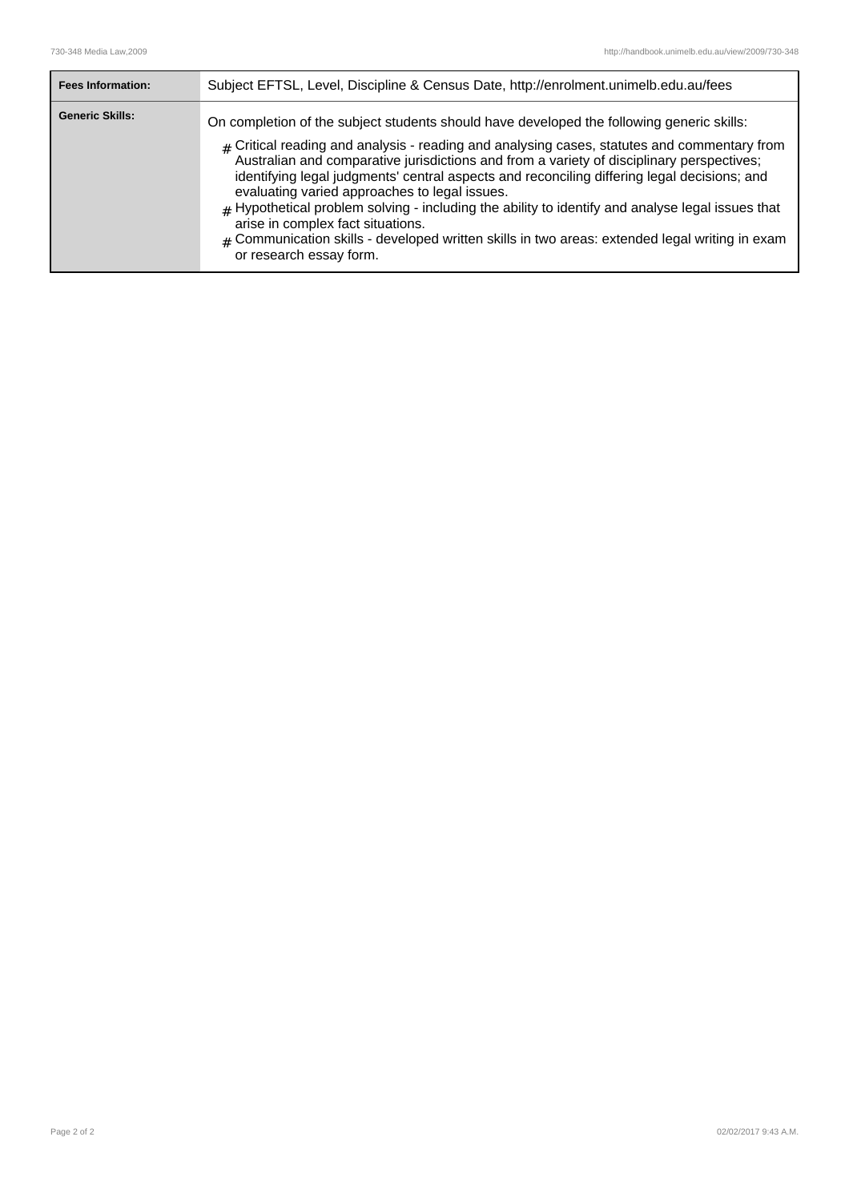| | |
|---|---|
| **Fees Information:** | Subject EFTSL, Level, Discipline & Census Date, http://enrolment.unimelb.edu.au/fees |
| **Generic Skills:** | On completion of the subject students should have developed the following generic skills:<br># Critical reading and analysis - reading and analysing cases, statutes and commentary from Australian and comparative jurisdictions and from a variety of disciplinary perspectives; identifying legal judgments' central aspects and reconciling differing legal decisions; and evaluating varied approaches to legal issues.<br># Hypothetical problem solving - including the ability to identify and analyse legal issues that arise in complex fact situations.<br># Communication skills - developed written skills in two areas: extended legal writing in exam or research essay form. |